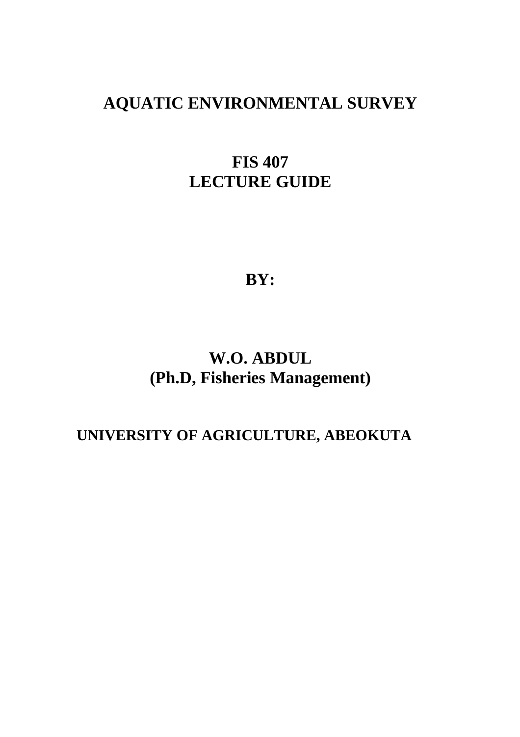# AQUATIC ENVIRONMENTAL SURVEY

## FIS 407
## LECTURE GUIDE

**BY:**

**W.O. ABDUL**
**(Ph.D, Fisheries Management)**

**UNIVERSITY OF AGRICULTURE, ABEOKUTA**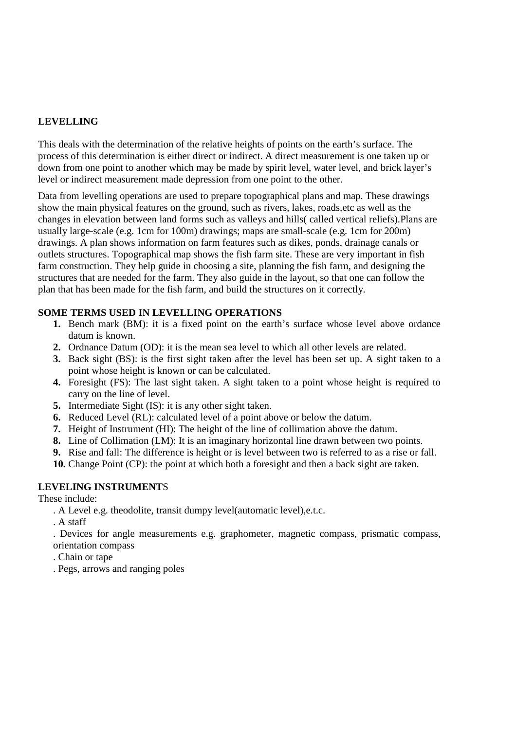**LEVELLING**

This deals with the determination of the relative heights of points on the earth's surface. The process of this determination is either direct or indirect. A direct measurement is one taken up or down from one point to another which may be made by spirit level, water level, and brick layer's level or indirect measurement made depression from one point to the other.

Data from levelling operations are used to prepare topographical plans and map. These drawings show the main physical features on the ground, such as rivers, lakes, roads,etc as well as the changes in elevation between land forms such as valleys and hills( called vertical reliefs).Plans are usually large-scale (e.g. 1cm for 100m) drawings; maps are small-scale (e.g. 1cm for 200m) drawings. A plan shows information on farm features such as dikes, ponds, drainage canals or outlets structures. Topographical map shows the fish farm site. These are very important in fish farm construction. They help guide in choosing a site, planning the fish farm, and designing the structures that are needed for the farm. They also guide in the layout, so that one can follow the plan that has been made for the fish farm, and build the structures on it correctly.

**SOME TERMS USED IN LEVELLING OPERATIONS**

1. Bench mark (BM): it is a fixed point on the earth's surface whose level above ordance datum is known.
2. Ordnance Datum (OD): it is the mean sea level to which all other levels are related.
3. Back sight (BS): is the first sight taken after the level has been set up. A sight taken to a point whose height is known or can be calculated.
4. Foresight (FS): The last sight taken. A sight taken to a point whose height is required to carry on the line of level.
5. Intermediate Sight (IS): it is any other sight taken.
6. Reduced Level (RL): calculated level of a point above or below the datum.
7. Height of Instrument (HI): The height of the line of collimation above the datum.
8. Line of Collimation (LM): It is an imaginary horizontal line drawn between two points.
9. Rise and fall: The difference is height or is level between two is referred to as a rise or fall.
10. Change Point (CP): the point at which both a foresight and then a back sight are taken.

**LEVELING INSTRUMENT**S

These include:

. A Level e.g. theodolite, transit dumpy level(automatic level),e.t.c.

. A staff

. Devices for angle measurements e.g. graphometer, magnetic compass, prismatic compass, orientation compass

. Chain or tape

. Pegs, arrows and ranging poles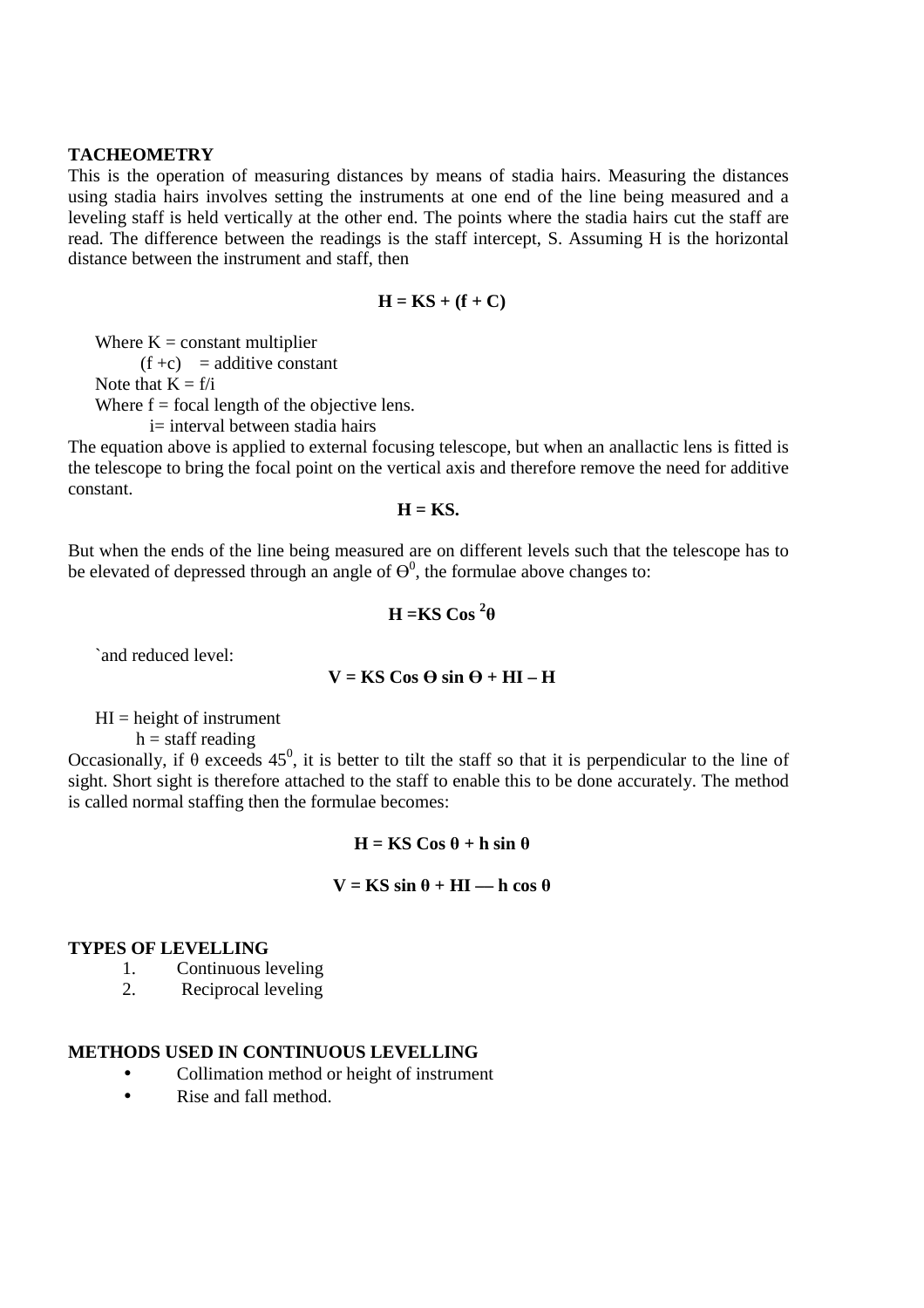**TACHEOMETRY**

This is the operation of measuring distances by means of stadia hairs. Measuring the distances using stadia hairs involves setting the instruments at one end of the line being measured and a leveling staff is held vertically at the other end. The points where the stadia hairs cut the staff are read. The difference between the readings is the staff intercept, S. Assuming H is the horizontal distance between the instrument and staff, then

$$H = KS + (f + C)$$

Where K = constant multiplier

(f +c) = additive constant

Note that $K = f/i$

Where f = focal length of the objective lens.

i= interval between stadia hairs

The equation above is applied to external focusing telescope, but when an anallactic lens is fitted is the telescope to bring the focal point on the vertical axis and therefore remove the need for additive constant.

$$H = KS.$$

But when the ends of the line being measured are on different levels such that the telescope has to be elevated of depressed through an angle of $\Theta^0$, the formulae above changes to:

$$H = KS \cos^2\theta$$

`and reduced level:

$$V = KS \cos \Theta \sin \Theta + HI – H$$

HI = height of instrument

h = staff reading

Occasionally, if θ exceeds $45^0$, it is better to tilt the staff so that it is perpendicular to the line of sight. Short sight is therefore attached to the staff to enable this to be done accurately. The method is called normal staffing then the formulae becomes:

$$H = KS \cos \theta + h \sin \theta$$

$$V = KS \sin \theta + HI — h \cos \theta$$

**TYPES OF LEVELLING**

1. Continuous leveling
2. Reciprocal leveling

**METHODS USED IN CONTINUOUS LEVELLING**

- Collimation method or height of instrument
- Rise and fall method.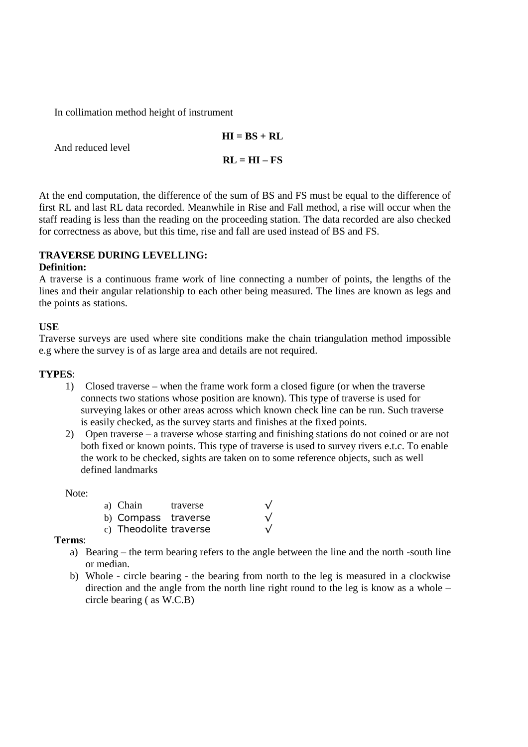In collimation method height of instrument

$$HI = BS + RL$$

And reduced level

$$RL = HI - FS$$

At the end computation, the difference of the sum of BS and FS must be equal to the difference of first RL and last RL data recorded. Meanwhile in Rise and Fall method, a rise will occur when the staff reading is less than the reading on the proceeding station. The data recorded are also checked for correctness as above, but this time, rise and fall are used instead of BS and FS.

**TRAVERSE DURING LEVELLING:**

**Definition:**

A traverse is a continuous frame work of line connecting a number of points, the lengths of the lines and their angular relationship to each other being measured. The lines are known as legs and the points as stations.

**USE**

Traverse surveys are used where site conditions make the chain triangulation method impossible e.g where the survey is of as large area and details are not required.

**TYPES**:

1) Closed traverse – when the frame work form a closed figure (or when the traverse connects two stations whose position are known). This type of traverse is used for surveying lakes or other areas across which known check line can be run. Such traverse is easily checked, as the survey starts and finishes at the fixed points.
2) Open traverse – a traverse whose starting and finishing stations do not coined or are not both fixed or known points. This type of traverse is used to survey rivers e.t.c. To enable the work to be checked, sights are taken on to some reference objects, such as well defined landmarks

Note:

a) Chain traverse √
b) Compass traverse √
c) Theodolite traverse √

**Terms**:

a) Bearing – the term bearing refers to the angle between the line and the north -south line or median.
b) Whole - circle bearing - the bearing from north to the leg is measured in a clockwise direction and the angle from the north line right round to the leg is know as a whole – circle bearing ( as W.C.B)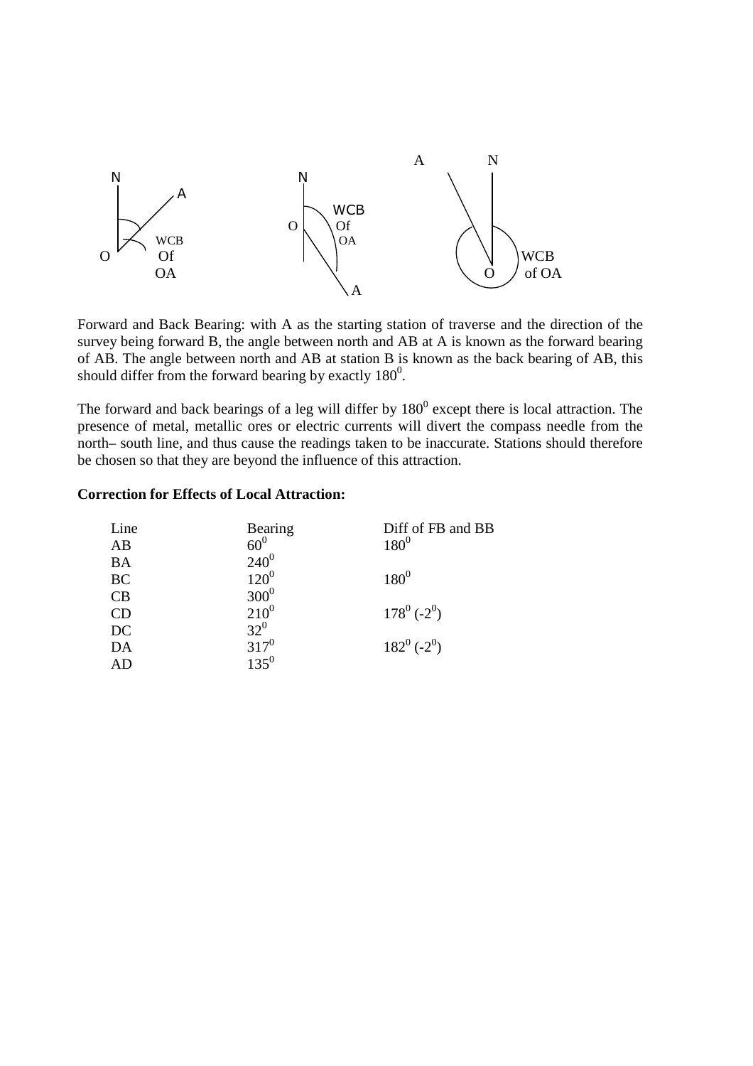N
A
WCB
O Of
OA

N
WCB
O Of
OA
A

A N
WCB
O of OA

Forward and Back Bearing: with A as the starting station of traverse and the direction of the survey being forward B, the angle between north and AB at A is known as the forward bearing of AB. The angle between north and AB at station B is known as the back bearing of AB, this should differ from the forward bearing by exactly $180^0$.

The forward and back bearings of a leg will differ by $180^0$ except there is local attraction. The presence of metal, metallic ores or electric currents will divert the compass needle from the north– south line, and thus cause the readings taken to be inaccurate. Stations should therefore be chosen so that they are beyond the influence of this attraction.

**Correction for Effects of Local Attraction:**

| Line | Bearing | Diff of FB and BB |
|---|---|---|
| AB | $60^0$ | $180^0$ |
| BA | $240^0$ | |
| BC | $120^0$ | $180^0$ |
| CB | $300^0$ | |
| CD | $210^0$ | $178^0$ $(-2^0)$ |
| DC | $32^0$ | |
| DA | $317^0$ | $182^0$ $(-2^0)$ |
| AD | $135^0$ | |